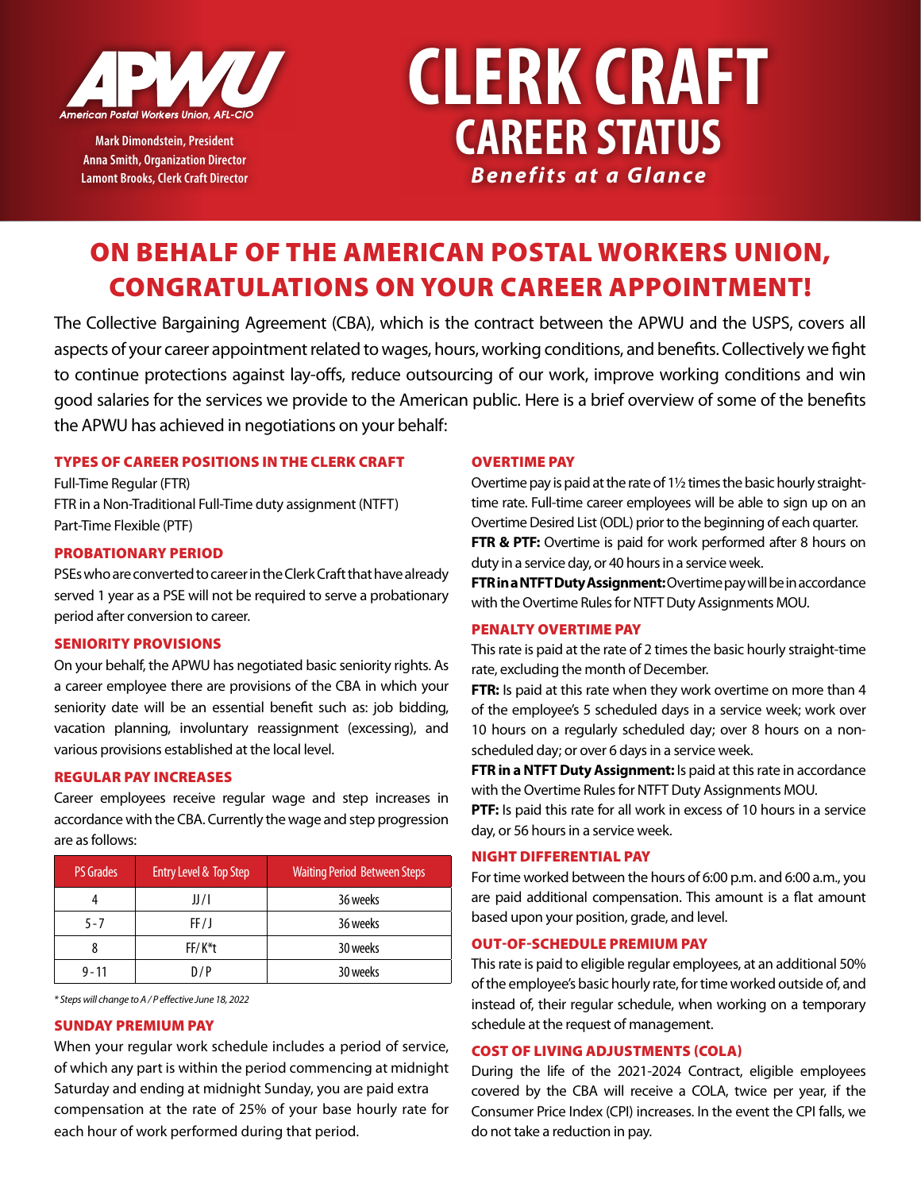APWU
American Postal Workers Union, AFL-CIO

Mark Dimondstein, President
Anna Smith, Organization Director
Lamont Brooks, Clerk Craft Director

# CLERK CRAFT CAREER STATUS

*Benefits at a Glance*

## ON BEHALF OF THE AMERICAN POSTAL WORKERS UNION, CONGRATULATIONS ON YOUR CAREER APPOINTMENT!

The Collective Bargaining Agreement (CBA), which is the contract between the APWU and the USPS, covers all aspects of your career appointment related to wages, hours, working conditions, and benefits. Collectively we fight to continue protections against lay-offs, reduce outsourcing of our work, improve working conditions and win good salaries for the services we provide to the American public. Here is a brief overview of some of the benefits the APWU has achieved in negotiations on your behalf:

### TYPES OF CAREER POSITIONS IN THE CLERK CRAFT

Full-Time Regular (FTR)
FTR in a Non-Traditional Full-Time duty assignment (NTFT)
Part-Time Flexible (PTF)

### PROBATIONARY PERIOD

PSEs who are converted to career in the Clerk Craft that have already served 1 year as a PSE will not be required to serve a probationary period after conversion to career.

### SENIORITY PROVISIONS

On your behalf, the APWU has negotiated basic seniority rights. As a career employee there are provisions of the CBA in which your seniority date will be an essential benefit such as: job bidding, vacation planning, involuntary reassignment (excessing), and various provisions established at the local level.

### REGULAR PAY INCREASES

Career employees receive regular wage and step increases in accordance with the CBA. Currently the wage and step progression are as follows:

| PS Grades | Entry Level & Top Step | Waiting Period Between Steps |
|---|---|---|
| 4 | JJ / I | 36 weeks |
| 5 - 7 | FF / J | 36 weeks |
| 8 | FF/ K*t | 30 weeks |
| 9 - 11 | D / P | 30 weeks |

*\* Steps will change to A / P effective June 18, 2022*

### SUNDAY PREMIUM PAY

When your regular work schedule includes a period of service, of which any part is within the period commencing at midnight Saturday and ending at midnight Sunday, you are paid extra compensation at the rate of 25% of your base hourly rate for each hour of work performed during that period.

### OVERTIME PAY

Overtime pay is paid at the rate of 1½ times the basic hourly straight-time rate. Full-time career employees will be able to sign up on an Overtime Desired List (ODL) prior to the beginning of each quarter.

**FTR & PTF:** Overtime is paid for work performed after 8 hours on duty in a service day, or 40 hours in a service week.

**FTR in a NTFT Duty Assignment:** Overtime pay will be in accordance with the Overtime Rules for NTFT Duty Assignments MOU.

### PENALTY OVERTIME PAY

This rate is paid at the rate of 2 times the basic hourly straight-time rate, excluding the month of December.

**FTR:** Is paid at this rate when they work overtime on more than 4 of the employee's 5 scheduled days in a service week; work over 10 hours on a regularly scheduled day; over 8 hours on a non-scheduled day; or over 6 days in a service week.

**FTR in a NTFT Duty Assignment:** Is paid at this rate in accordance with the Overtime Rules for NTFT Duty Assignments MOU.

**PTF:** Is paid this rate for all work in excess of 10 hours in a service day, or 56 hours in a service week.

### NIGHT DIFFERENTIAL PAY

For time worked between the hours of 6:00 p.m. and 6:00 a.m., you are paid additional compensation. This amount is a flat amount based upon your position, grade, and level.

### OUT-OF-SCHEDULE PREMIUM PAY

This rate is paid to eligible regular employees, at an additional 50% of the employee's basic hourly rate, for time worked outside of, and instead of, their regular schedule, when working on a temporary schedule at the request of management.

### COST OF LIVING ADJUSTMENTS (COLA)

During the life of the 2021-2024 Contract, eligible employees covered by the CBA will receive a COLA, twice per year, if the Consumer Price Index (CPI) increases. In the event the CPI falls, we do not take a reduction in pay.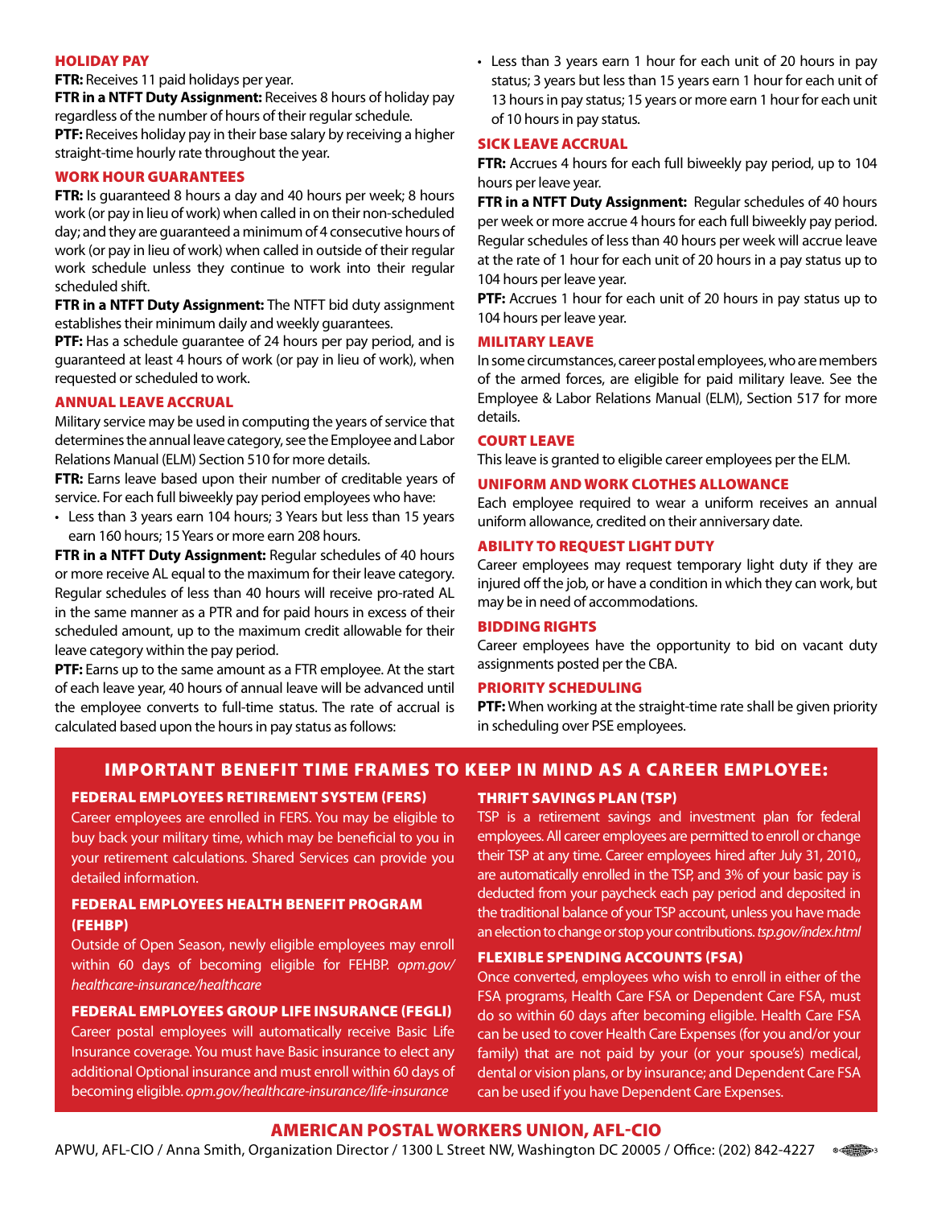## HOLIDAY PAY

**FTR:** Receives 11 paid holidays per year.

**FTR in a NTFT Duty Assignment:** Receives 8 hours of holiday pay regardless of the number of hours of their regular schedule.

**PTF:** Receives holiday pay in their base salary by receiving a higher straight-time hourly rate throughout the year.

## WORK HOUR GUARANTEES

**FTR:** Is guaranteed 8 hours a day and 40 hours per week; 8 hours work (or pay in lieu of work) when called in on their non-scheduled day; and they are guaranteed a minimum of 4 consecutive hours of work (or pay in lieu of work) when called in outside of their regular work schedule unless they continue to work into their regular scheduled shift.

**FTR in a NTFT Duty Assignment:** The NTFT bid duty assignment establishes their minimum daily and weekly guarantees.

**PTF:** Has a schedule guarantee of 24 hours per pay period, and is guaranteed at least 4 hours of work (or pay in lieu of work), when requested or scheduled to work.

## ANNUAL LEAVE ACCRUAL

Military service may be used in computing the years of service that determines the annual leave category, see the Employee and Labor Relations Manual (ELM) Section 510 for more details.

**FTR:** Earns leave based upon their number of creditable years of service. For each full biweekly pay period employees who have:

- Less than 3 years earn 104 hours; 3 Years but less than 15 years earn 160 hours; 15 Years or more earn 208 hours.

**FTR in a NTFT Duty Assignment:** Regular schedules of 40 hours or more receive AL equal to the maximum for their leave category. Regular schedules of less than 40 hours will receive pro-rated AL in the same manner as a PTR and for paid hours in excess of their scheduled amount, up to the maximum credit allowable for their leave category within the pay period.

**PTF:** Earns up to the same amount as a FTR employee. At the start of each leave year, 40 hours of annual leave will be advanced until the employee converts to full-time status. The rate of accrual is calculated based upon the hours in pay status as follows:

- Less than 3 years earn 1 hour for each unit of 20 hours in pay status; 3 years but less than 15 years earn 1 hour for each unit of 13 hours in pay status; 15 years or more earn 1 hour for each unit of 10 hours in pay status.

## SICK LEAVE ACCRUAL

**FTR:** Accrues 4 hours for each full biweekly pay period, up to 104 hours per leave year.

**FTR in a NTFT Duty Assignment:** Regular schedules of 40 hours per week or more accrue 4 hours for each full biweekly pay period. Regular schedules of less than 40 hours per week will accrue leave at the rate of 1 hour for each unit of 20 hours in a pay status up to 104 hours per leave year.

**PTF:** Accrues 1 hour for each unit of 20 hours in pay status up to 104 hours per leave year.

## MILITARY LEAVE

In some circumstances, career postal employees, who are members of the armed forces, are eligible for paid military leave. See the Employee & Labor Relations Manual (ELM), Section 517 for more details.

## COURT LEAVE

This leave is granted to eligible career employees per the ELM.

## UNIFORM AND WORK CLOTHES ALLOWANCE

Each employee required to wear a uniform receives an annual uniform allowance, credited on their anniversary date.

## ABILITY TO REQUEST LIGHT DUTY

Career employees may request temporary light duty if they are injured off the job, or have a condition in which they can work, but may be in need of accommodations.

## BIDDING RIGHTS

Career employees have the opportunity to bid on vacant duty assignments posted per the CBA.

## PRIORITY SCHEDULING

**PTF:** When working at the straight-time rate shall be given priority in scheduling over PSE employees.

## IMPORTANT BENEFIT TIME FRAMES TO KEEP IN MIND AS A CAREER EMPLOYEE:

### FEDERAL EMPLOYEES RETIREMENT SYSTEM (FERS)

Career employees are enrolled in FERS. You may be eligible to buy back your military time, which may be beneficial to you in your retirement calculations. Shared Services can provide you detailed information.

### FEDERAL EMPLOYEES HEALTH BENEFIT PROGRAM (FEHBP)

Outside of Open Season, newly eligible employees may enroll within 60 days of becoming eligible for FEHBP. *opm.gov/healthcare-insurance/healthcare*

### FEDERAL EMPLOYEES GROUP LIFE INSURANCE (FEGLI)

Career postal employees will automatically receive Basic Life Insurance coverage. You must have Basic insurance to elect any additional Optional insurance and must enroll within 60 days of becoming eligible. *opm.gov/healthcare-insurance/life-insurance*

### THRIFT SAVINGS PLAN (TSP)

TSP is a retirement savings and investment plan for federal employees. All career employees are permitted to enroll or change their TSP at any time. Career employees hired after July 31, 2010,, are automatically enrolled in the TSP, and 3% of your basic pay is deducted from your paycheck each pay period and deposited in the traditional balance of your TSP account, unless you have made an election to change or stop your contributions. *tsp.gov/index.html*

### FLEXIBLE SPENDING ACCOUNTS (FSA)

Once converted, employees who wish to enroll in either of the FSA programs, Health Care FSA or Dependent Care FSA, must do so within 60 days after becoming eligible. Health Care FSA can be used to cover Health Care Expenses (for you and/or your family) that are not paid by your (or your spouse's) medical, dental or vision plans, or by insurance; and Dependent Care FSA can be used if you have Dependent Care Expenses.

**AMERICAN POSTAL WORKERS UNION, AFL-CIO**

APWU, AFL-CIO / Anna Smith, Organization Director / 1300 L Street NW, Washington DC 20005 / Office: (202) 842-4227